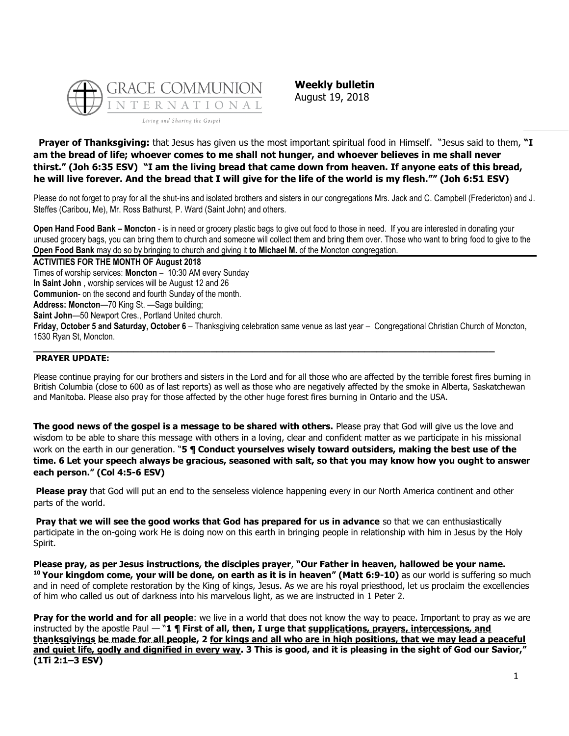**GRACE COMMUNION INTERNATIONAL**

*Living and Sharing the Gospel*

**Weekly bulletin**
August 19, 2018

**Prayer of Thanksgiving:** that Jesus has given us the most important spiritual food in Himself. "Jesus said to them, **"I am the bread of life; whoever comes to me shall not hunger, and whoever believes in me shall never thirst." (Joh 6:35 ESV) "I am the living bread that came down from heaven. If anyone eats of this bread, he will live forever. And the bread that I will give for the life of the world is my flesh."" (Joh 6:51 ESV)**

Please do not forget to pray for all the shut-ins and isolated brothers and sisters in our congregations Mrs. Jack and C. Campbell (Fredericton) and J. Steffes (Caribou, Me), Mr. Ross Bathurst, P. Ward (Saint John) and others.

**Open Hand Food Bank – Moncton** - is in need or grocery plastic bags to give out food to those in need. If you are interested in donating your unused grocery bags, you can bring them to church and someone will collect them and bring them over. Those who want to bring food to give to the **Open Food Bank** may do so by bringing to church and giving it **to Michael M.** of the Moncton congregation.

**ACTIVITIES FOR THE MONTH OF August 2018**

Times of worship services: **Moncton** – 10:30 AM every Sunday

**In Saint John** , worship services will be August 12 and 26

**Communion**- on the second and fourth Sunday of the month.

**Address: Moncton**—70 King St. —Sage building;

**Saint John**—50 Newport Cres., Portland United church.

**Friday, October 5 and Saturday, October 6** – Thanksgiving celebration same venue as last year – Congregational Christian Church of Moncton, 1530 Ryan St, Moncton.

---

**PRAYER UPDATE:**

Please continue praying for our brothers and sisters in the Lord and for all those who are affected by the terrible forest fires burning in British Columbia (close to 600 as of last reports) as well as those who are negatively affected by the smoke in Alberta, Saskatchewan and Manitoba. Please also pray for those affected by the other huge forest fires burning in Ontario and the USA.

**The good news of the gospel is a message to be shared with others.** Please pray that God will give us the love and wisdom to be able to share this message with others in a loving, clear and confident matter as we participate in his missional work on the earth in our generation. "**5 ¶ Conduct yourselves wisely toward outsiders, making the best use of the time. 6 Let your speech always be gracious, seasoned with salt, so that you may know how you ought to answer each person." (Col 4:5-6 ESV)**

**Please pray** that God will put an end to the senseless violence happening every in our North America continent and other parts of the world.

**Pray that we will see the good works that God has prepared for us in advance** so that we can enthusiastically participate in the on-going work He is doing now on this earth in bringing people in relationship with him in Jesus by the Holy Spirit.

**Please pray, as per Jesus instructions, the disciples prayer**, **"Our Father in heaven, hallowed be your name. 10 Your kingdom come, your will be done, on earth as it is in heaven" (Matt 6:9-10)** as our world is suffering so much and in need of complete restoration by the King of kings, Jesus. As we are his royal priesthood, let us proclaim the excellencies of him who called us out of darkness into his marvelous light, as we are instructed in 1 Peter 2.

**Pray for the world and for all people**: we live in a world that does not know the way to peace. Important to pray as we are instructed by the apostle Paul — "**1 ¶ First of all, then, I urge that <u>supplications, prayers, intercessions, and thanksgivings</u> be made for all people, 2 <u>for kings and all who are in high positions, that we may lead a peaceful and quiet life, godly and dignified in every way</u>. 3 This is good, and it is pleasing in the sight of God our Savior," (1Ti 2:1–3 ESV)**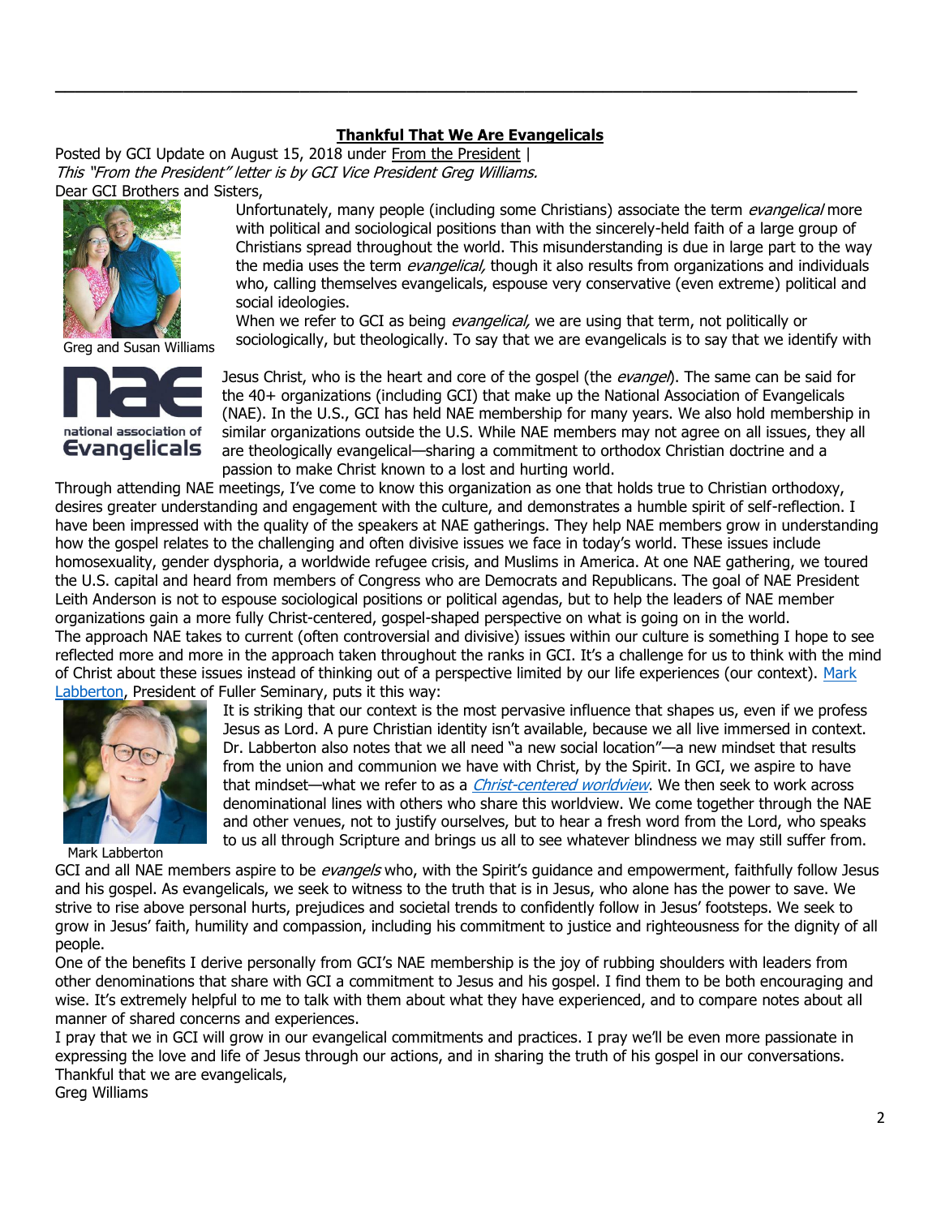## Thankful That We Are Evangelicals

Posted by GCI Update on August 15, 2018 under From the President |
*This "From the President" letter is by GCI Vice President Greg Williams.*

Dear GCI Brothers and Sisters,

Greg and Susan Williams

Unfortunately, many people (including some Christians) associate the term *evangelical* more with political and sociological positions than with the sincerely-held faith of a large group of Christians spread throughout the world. This misunderstanding is due in large part to the way the media uses the term *evangelical,* though it also results from organizations and individuals who, calling themselves evangelicals, espouse very conservative (even extreme) political and social ideologies.

When we refer to GCI as being *evangelical,* we are using that term, not politically or sociologically, but theologically. To say that we are evangelicals is to say that we identify with Jesus Christ, who is the heart and core of the gospel (the *evangel*). The same can be said for the 40+ organizations (including GCI) that make up the National Association of Evangelicals (NAE). In the U.S., GCI has held NAE membership for many years. We also hold membership in similar organizations outside the U.S. While NAE members may not agree on all issues, they all are theologically evangelical—sharing a commitment to orthodox Christian doctrine and a passion to make Christ known to a lost and hurting world.

Through attending NAE meetings, I've come to know this organization as one that holds true to Christian orthodoxy, desires greater understanding and engagement with the culture, and demonstrates a humble spirit of self-reflection. I have been impressed with the quality of the speakers at NAE gatherings. They help NAE members grow in understanding how the gospel relates to the challenging and often divisive issues we face in today's world. These issues include homosexuality, gender dysphoria, a worldwide refugee crisis, and Muslims in America. At one NAE gathering, we toured the U.S. capital and heard from members of Congress who are Democrats and Republicans. The goal of NAE President Leith Anderson is not to espouse sociological positions or political agendas, but to help the leaders of NAE member organizations gain a more fully Christ-centered, gospel-shaped perspective on what is going on in the world.

The approach NAE takes to current (often controversial and divisive) issues within our culture is something I hope to see reflected more and more in the approach taken throughout the ranks in GCI. It's a challenge for us to think with the mind of Christ about these issues instead of thinking out of a perspective limited by our life experiences (our context). Mark Labberton, President of Fuller Seminary, puts it this way:

Mark Labberton

It is striking that our context is the most pervasive influence that shapes us, even if we profess Jesus as Lord. A pure Christian identity isn't available, because we all live immersed in context.

Dr. Labberton also notes that we all need "a new social location"—a new mindset that results from the union and communion we have with Christ, by the Spirit. In GCI, we aspire to have that mindset—what we refer to as a *Christ-centered worldview*. We then seek to work across denominational lines with others who share this worldview. We come together through the NAE and other venues, not to justify ourselves, but to hear a fresh word from the Lord, who speaks to us all through Scripture and brings us all to see whatever blindness we may still suffer from.

GCI and all NAE members aspire to be *evangels* who, with the Spirit's guidance and empowerment, faithfully follow Jesus and his gospel. As evangelicals, we seek to witness to the truth that is in Jesus, who alone has the power to save. We strive to rise above personal hurts, prejudices and societal trends to confidently follow in Jesus' footsteps. We seek to grow in Jesus' faith, humility and compassion, including his commitment to justice and righteousness for the dignity of all people.

One of the benefits I derive personally from GCI's NAE membership is the joy of rubbing shoulders with leaders from other denominations that share with GCI a commitment to Jesus and his gospel. I find them to be both encouraging and wise. It's extremely helpful to me to talk with them about what they have experienced, and to compare notes about all manner of shared concerns and experiences.

I pray that we in GCI will grow in our evangelical commitments and practices. I pray we'll be even more passionate in expressing the love and life of Jesus through our actions, and in sharing the truth of his gospel in our conversations.

Thankful that we are evangelicals,
Greg Williams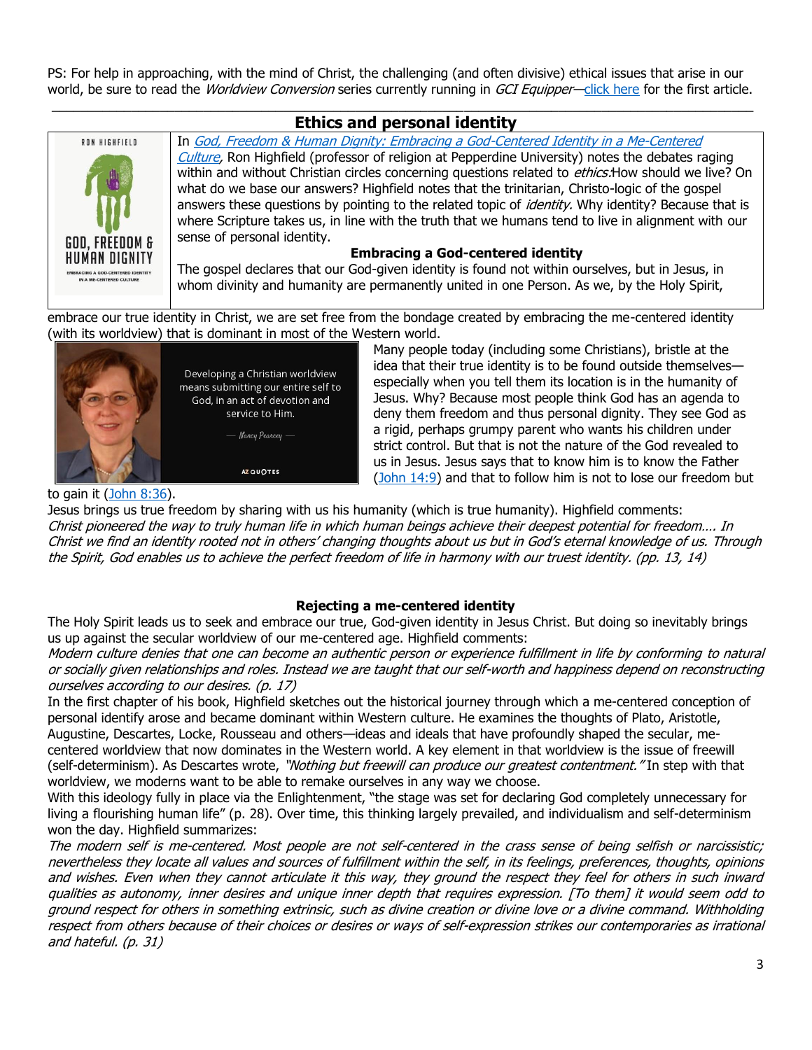PS: For help in approaching, with the mind of Christ, the challenging (and often divisive) ethical issues that arise in our world, be sure to read the *Worldview Conversion* series currently running in *GCI Equipper*—click here for the first article.

---

## Ethics and personal identity

In *God, Freedom & Human Dignity: Embracing a God-Centered Identity in a Me-Centered Culture*, Ron Highfield (professor of religion at Pepperdine University) notes the debates raging within and without Christian circles concerning questions related to *ethics*: How should we live? On what do we base our answers? Highfield notes that the trinitarian, Christo-logic of the gospel answers these questions by pointing to the related topic of *identity.* Why identity? Because that is where Scripture takes us, in line with the truth that we humans tend to live in alignment with our sense of personal identity.

### Embracing a God-centered identity

The gospel declares that our God-given identity is found not within ourselves, but in Jesus, in whom divinity and humanity are permanently united in one Person. As we, by the Holy Spirit, embrace our true identity in Christ, we are set free from the bondage created by embracing the me-centered identity (with its worldview) that is dominant in most of the Western world.

Many people today (including some Christians), bristle at the idea that their true identity is to be found outside themselves—especially when you tell them its location is in the humanity of Jesus. Why? Because most people think God has an agenda to deny them freedom and thus personal dignity. They see God as a rigid, perhaps grumpy parent who wants his children under strict control. But that is not the nature of the God revealed to us in Jesus. Jesus says that to know him is to know the Father (John 14:9) and that to follow him is not to lose our freedom but to gain it (John 8:36).

Jesus brings us true freedom by sharing with us his humanity (which is true humanity). Highfield comments:

*Christ pioneered the way to truly human life in which human beings achieve their deepest potential for freedom…. In Christ we find an identity rooted not in others' changing thoughts about us but in God's eternal knowledge of us. Through the Spirit, God enables us to achieve the perfect freedom of life in harmony with our truest identity. (pp. 13, 14)*

### Rejecting a me-centered identity

The Holy Spirit leads us to seek and embrace our true, God-given identity in Jesus Christ. But doing so inevitably brings us up against the secular worldview of our me-centered age. Highfield comments:

*Modern culture denies that one can become an authentic person or experience fulfillment in life by conforming to natural or socially given relationships and roles. Instead we are taught that our self-worth and happiness depend on reconstructing ourselves according to our desires. (p. 17)*

In the first chapter of his book, Highfield sketches out the historical journey through which a me-centered conception of personal identify arose and became dominant within Western culture. He examines the thoughts of Plato, Aristotle, Augustine, Descartes, Locke, Rousseau and others—ideas and ideals that have profoundly shaped the secular, me-centered worldview that now dominates in the Western world. A key element in that worldview is the issue of freewill (self-determinism). As Descartes wrote, *"Nothing but freewill can produce our greatest contentment."* In step with that worldview, we moderns want to be able to remake ourselves in any way we choose.

With this ideology fully in place via the Enlightenment, "the stage was set for declaring God completely unnecessary for living a flourishing human life" (p. 28). Over time, this thinking largely prevailed, and individualism and self-determinism won the day. Highfield summarizes:

*The modern self is me-centered. Most people are not self-centered in the crass sense of being selfish or narcissistic; nevertheless they locate all values and sources of fulfillment within the self, in its feelings, preferences, thoughts, opinions and wishes. Even when they cannot articulate it this way, they ground the respect they feel for others in such inward qualities as autonomy, inner desires and unique inner depth that requires expression. [To them] it would seem odd to ground respect for others in something extrinsic, such as divine creation or divine love or a divine command. Withholding respect from others because of their choices or desires or ways of self-expression strikes our contemporaries as irrational and hateful. (p. 31)*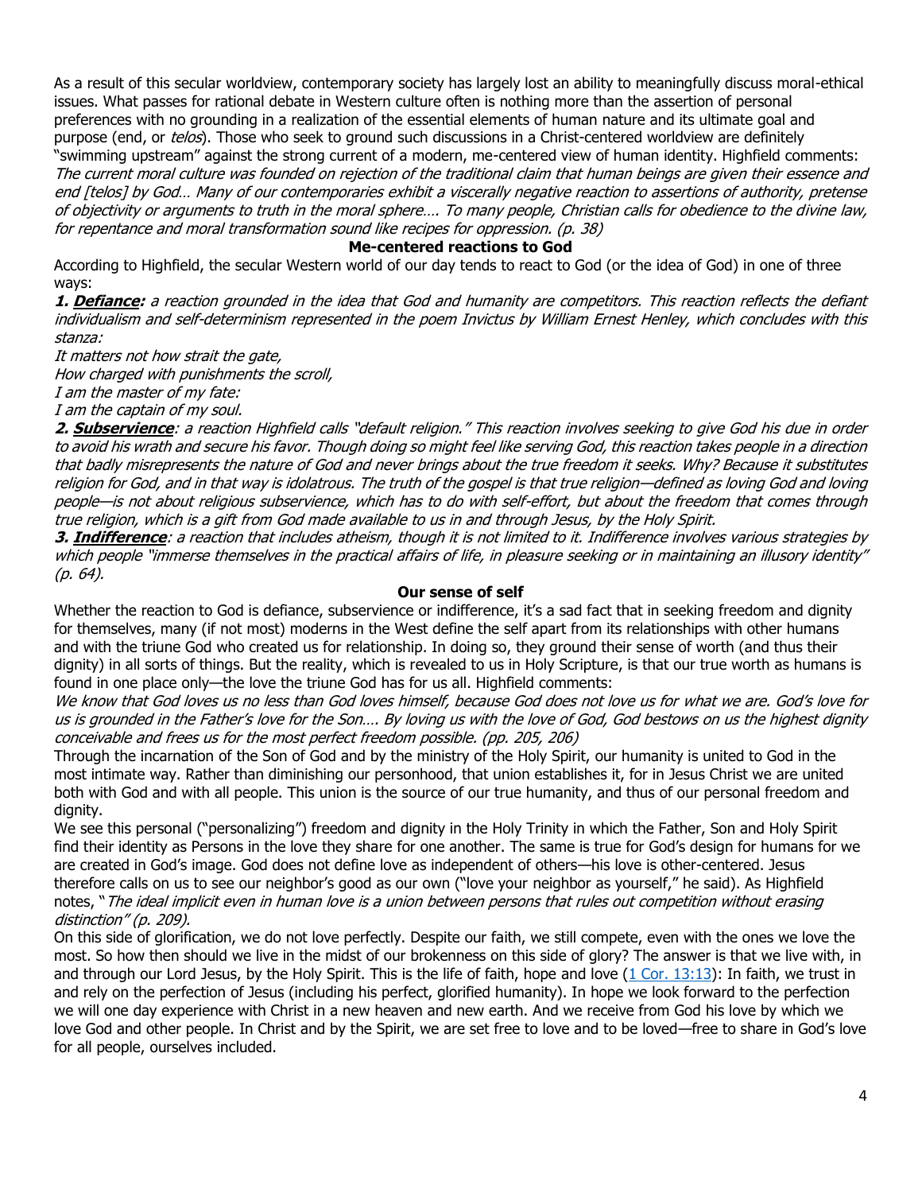As a result of this secular worldview, contemporary society has largely lost an ability to meaningfully discuss moral-ethical issues. What passes for rational debate in Western culture often is nothing more than the assertion of personal preferences with no grounding in a realization of the essential elements of human nature and its ultimate goal and purpose (end, or *telos*). Those who seek to ground such discussions in a Christ-centered worldview are definitely "swimming upstream" against the strong current of a modern, me-centered view of human identity. Highfield comments:

*The current moral culture was founded on rejection of the traditional claim that human beings are given their essence and end [telos] by God… Many of our contemporaries exhibit a viscerally negative reaction to assertions of authority, pretense of objectivity or arguments to truth in the moral sphere…. To many people, Christian calls for obedience to the divine law, for repentance and moral transformation sound like recipes for oppression. (p. 38)*

### Me-centered reactions to God

According to Highfield, the secular Western world of our day tends to react to God (or the idea of God) in one of three ways:

***1. Defiance:*** *a reaction grounded in the idea that God and humanity are competitors. This reaction reflects the defiant individualism and self-determinism represented in the poem Invictus by William Ernest Henley, which concludes with this stanza:*

*It matters not how strait the gate,*
*How charged with punishments the scroll,*
*I am the master of my fate:*
*I am the captain of my soul.*

***2. Subservience****: a reaction Highfield calls "default religion." This reaction involves seeking to give God his due in order to avoid his wrath and secure his favor. Though doing so might feel like serving God, this reaction takes people in a direction that badly misrepresents the nature of God and never brings about the true freedom it seeks. Why? Because it substitutes religion for God, and in that way is idolatrous. The truth of the gospel is that true religion—defined as loving God and loving people—is not about religious subservience, which has to do with self-effort, but about the freedom that comes through true religion, which is a gift from God made available to us in and through Jesus, by the Holy Spirit.*

***3. Indifference****: a reaction that includes atheism, though it is not limited to it. Indifference involves various strategies by which people "immerse themselves in the practical affairs of life, in pleasure seeking or in maintaining an illusory identity" (p. 64).*

### Our sense of self

Whether the reaction to God is defiance, subservience or indifference, it's a sad fact that in seeking freedom and dignity for themselves, many (if not most) moderns in the West define the self apart from its relationships with other humans and with the triune God who created us for relationship. In doing so, they ground their sense of worth (and thus their dignity) in all sorts of things. But the reality, which is revealed to us in Holy Scripture, is that our true worth as humans is found in one place only—the love the triune God has for us all. Highfield comments:

*We know that God loves us no less than God loves himself, because God does not love us for what we are. God's love for us is grounded in the Father's love for the Son…. By loving us with the love of God, God bestows on us the highest dignity conceivable and frees us for the most perfect freedom possible. (pp. 205, 206)*

Through the incarnation of the Son of God and by the ministry of the Holy Spirit, our humanity is united to God in the most intimate way. Rather than diminishing our personhood, that union establishes it, for in Jesus Christ we are united both with God and with all people. This union is the source of our true humanity, and thus of our personal freedom and dignity.

We see this personal ("personalizing") freedom and dignity in the Holy Trinity in which the Father, Son and Holy Spirit find their identity as Persons in the love they share for one another. The same is true for God's design for humans for we are created in God's image. God does not define love as independent of others—his love is other-centered. Jesus therefore calls on us to see our neighbor's good as our own ("love your neighbor as yourself," he said). As Highfield notes, "*The ideal implicit even in human love is a union between persons that rules out competition without erasing distinction" (p. 209).*

On this side of glorification, we do not love perfectly. Despite our faith, we still compete, even with the ones we love the most. So how then should we live in the midst of our brokenness on this side of glory? The answer is that we live with, in and through our Lord Jesus, by the Holy Spirit. This is the life of faith, hope and love ([1 Cor. 13:13]): In faith, we trust in and rely on the perfection of Jesus (including his perfect, glorified humanity). In hope we look forward to the perfection we will one day experience with Christ in a new heaven and new earth. And we receive from God his love by which we love God and other people. In Christ and by the Spirit, we are set free to love and to be loved—free to share in God's love for all people, ourselves included.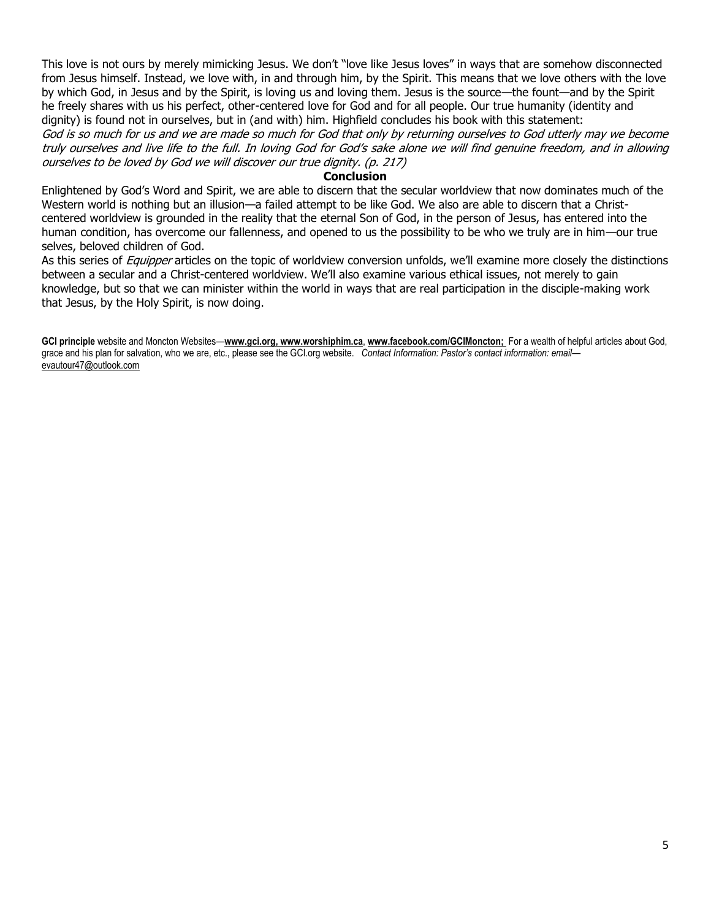This love is not ours by merely mimicking Jesus. We don't "love like Jesus loves" in ways that are somehow disconnected from Jesus himself. Instead, we love with, in and through him, by the Spirit. This means that we love others with the love by which God, in Jesus and by the Spirit, is loving us and loving them. Jesus is the source—the fount—and by the Spirit he freely shares with us his perfect, other-centered love for God and for all people. Our true humanity (identity and dignity) is found not in ourselves, but in (and with) him. Highfield concludes his book with this statement:

*God is so much for us and we are made so much for God that only by returning ourselves to God utterly may we become truly ourselves and live life to the full. In loving God for God's sake alone we will find genuine freedom, and in allowing ourselves to be loved by God we will discover our true dignity. (p. 217)*

**Conclusion**

Enlightened by God's Word and Spirit, we are able to discern that the secular worldview that now dominates much of the Western world is nothing but an illusion—a failed attempt to be like God. We also are able to discern that a Christ-centered worldview is grounded in the reality that the eternal Son of God, in the person of Jesus, has entered into the human condition, has overcome our fallenness, and opened to us the possibility to be who we truly are in him—our true selves, beloved children of God.

As this series of *Equipper* articles on the topic of worldview conversion unfolds, we'll examine more closely the distinctions between a secular and a Christ-centered worldview. We'll also examine various ethical issues, not merely to gain knowledge, but so that we can minister within the world in ways that are real participation in the disciple-making work that Jesus, by the Holy Spirit, is now doing.

**GCI principle** website and Moncton Websites—**www.gci.org, www.worshiphim.ca**, **www.facebook.com/GCIMoncton;** For a wealth of helpful articles about God, grace and his plan for salvation, who we are, etc., please see the GCI.org website. *Contact Information: Pastor's contact information: email—* evautour47@outlook.com